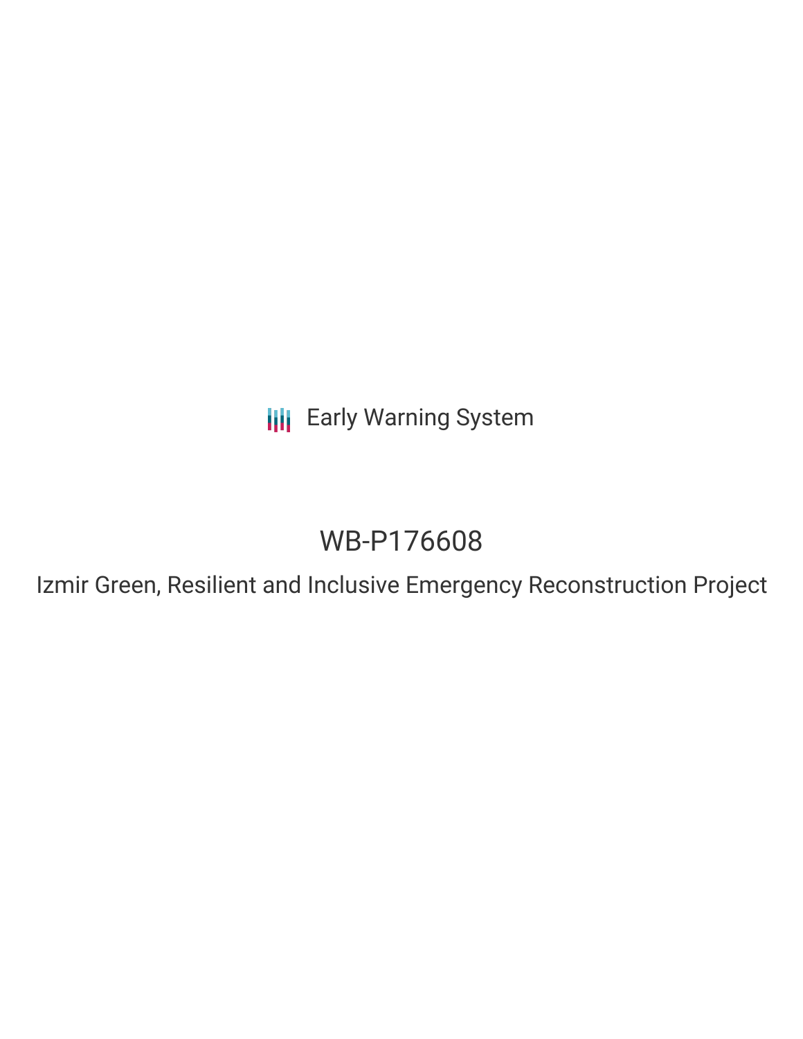Early Warning System

# WB-P176608

## Izmir Green, Resilient and Inclusive Emergency Reconstruction Project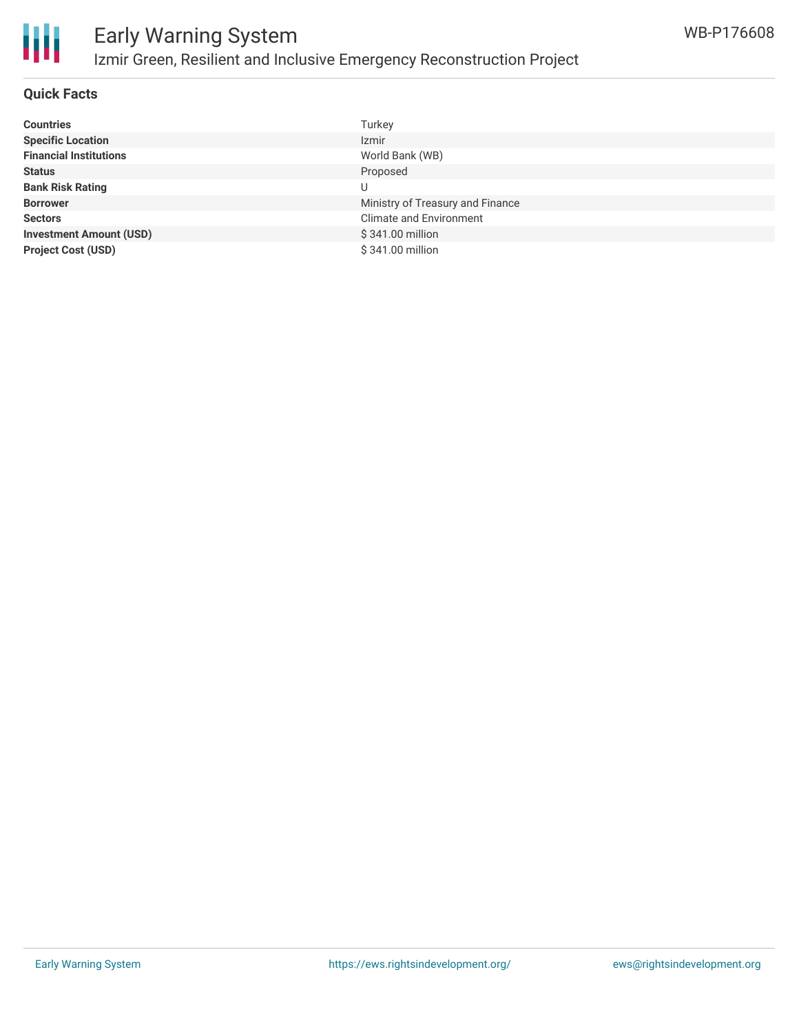# Early Warning System

## Izmir Green, Resilient and Inclusive Emergency Reconstruction Project

WB-P176608

### Quick Facts

| | |
|---|---|
| **Countries** | Turkey |
| **Specific Location** | Izmir |
| **Financial Institutions** | World Bank (WB) |
| **Status** | Proposed |
| **Bank Risk Rating** | U |
| **Borrower** | Ministry of Treasury and Finance |
| **Sectors** | Climate and Environment |
| **Investment Amount (USD)** | $ 341.00 million |
| **Project Cost (USD)** | $ 341.00 million |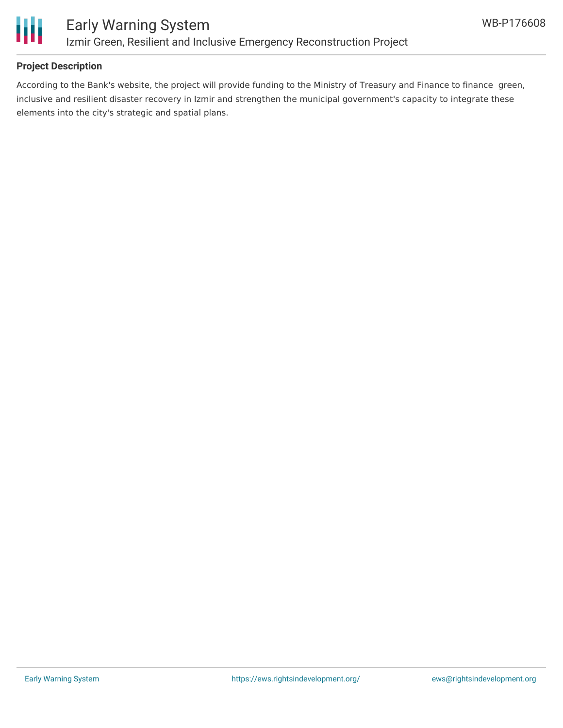## Project Description

According to the Bank's website, the project will provide funding to the Ministry of Treasury and Finance to finance  green, inclusive and resilient disaster recovery in Izmir and strengthen the municipal government's capacity to integrate these elements into the city's strategic and spatial plans.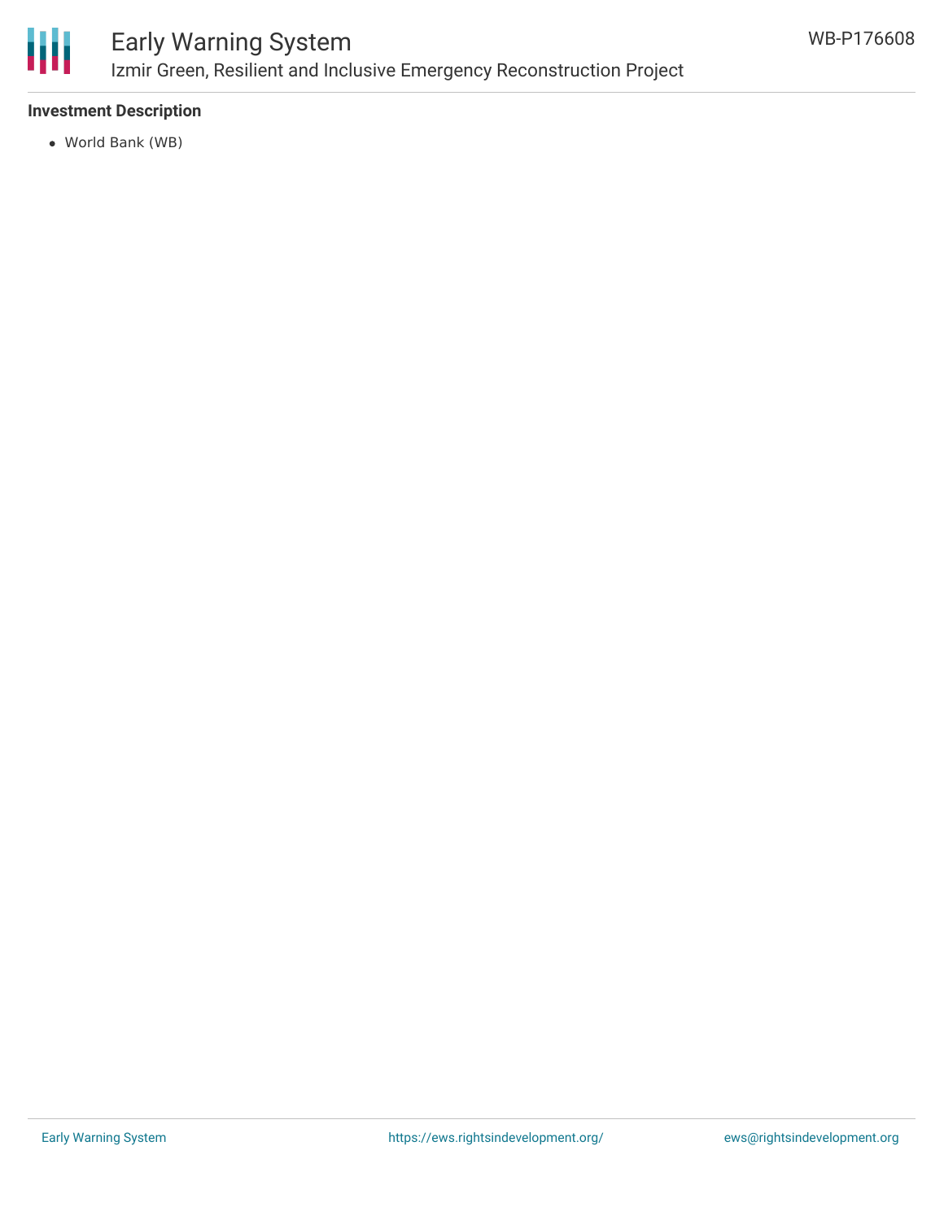### Investment Description

- World Bank (WB)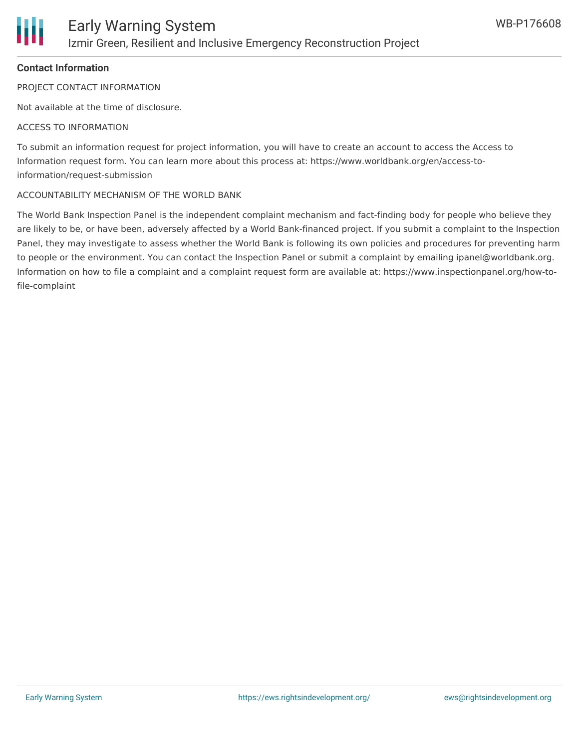## Contact Information

PROJECT CONTACT INFORMATION

Not available at the time of disclosure.

ACCESS TO INFORMATION

To submit an information request for project information, you will have to create an account to access the Access to Information request form. You can learn more about this process at: https://www.worldbank.org/en/access-to-information/request-submission

ACCOUNTABILITY MECHANISM OF THE WORLD BANK

The World Bank Inspection Panel is the independent complaint mechanism and fact-finding body for people who believe they are likely to be, or have been, adversely affected by a World Bank-financed project. If you submit a complaint to the Inspection Panel, they may investigate to assess whether the World Bank is following its own policies and procedures for preventing harm to people or the environment. You can contact the Inspection Panel or submit a complaint by emailing ipanel@worldbank.org. Information on how to file a complaint and a complaint request form are available at: https://www.inspectionpanel.org/how-to-file-complaint